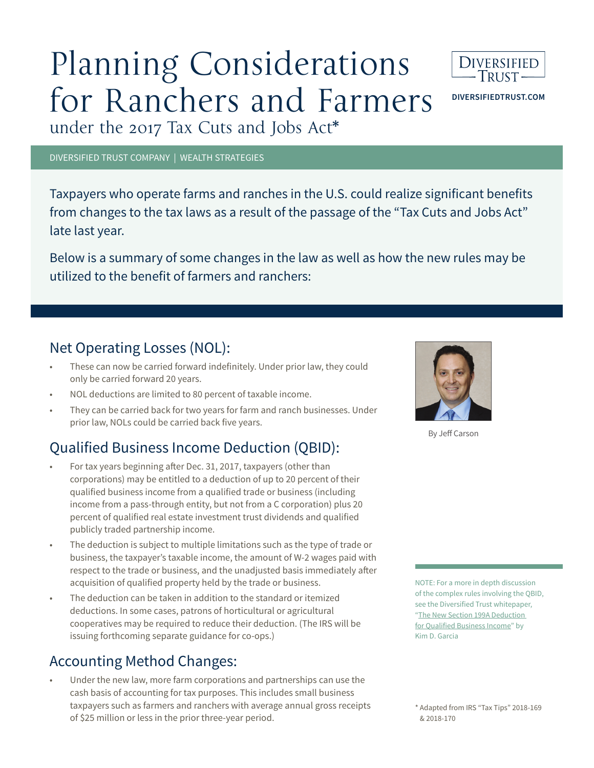# Planning Considerations for Ranchers and Farmers

## under the 2017 Tax Cuts and Jobs Act*

DIVERSIFIED TRUST

DIVERSIFIEDTRUST.COM

DIVERSIFIED TRUST COMPANY | WEALTH STRATEGIES

Taxpayers who operate farms and ranches in the U.S. could realize significant benefits from changes to the tax laws as a result of the passage of the "Tax Cuts and Jobs Act" late last year.

Below is a summary of some changes in the law as well as how the new rules may be utilized to the benefit of farmers and ranchers:

By Jeff Carson

## Net Operating Losses (NOL):

- These can now be carried forward indefinitely. Under prior law, they could only be carried forward 20 years.
- NOL deductions are limited to 80 percent of taxable income.
- They can be carried back for two years for farm and ranch businesses. Under prior law, NOLs could be carried back five years.

## Qualified Business Income Deduction (QBID):

- For tax years beginning after Dec. 31, 2017, taxpayers (other than corporations) may be entitled to a deduction of up to 20 percent of their qualified business income from a qualified trade or business (including income from a pass-through entity, but not from a C corporation) plus 20 percent of qualified real estate investment trust dividends and qualified publicly traded partnership income.
- The deduction is subject to multiple limitations such as the type of trade or business, the taxpayer's taxable income, the amount of W-2 wages paid with respect to the trade or business, and the unadjusted basis immediately after acquisition of qualified property held by the trade or business.
- The deduction can be taken in addition to the standard or itemized deductions. In some cases, patrons of horticultural or agricultural cooperatives may be required to reduce their deduction. (The IRS will be issuing forthcoming separate guidance for co-ops.)

NOTE: For a more in depth discussion of the complex rules involving the QBID, see the Diversified Trust whitepaper, "The New Section 199A Deduction for Qualified Business Income" by Kim D. Garcia

## Accounting Method Changes:

- Under the new law, more farm corporations and partnerships can use the cash basis of accounting for tax purposes. This includes small business taxpayers such as farmers and ranchers with average annual gross receipts of $25 million or less in the prior three-year period.

\* Adapted from IRS "Tax Tips" 2018-169 & 2018-170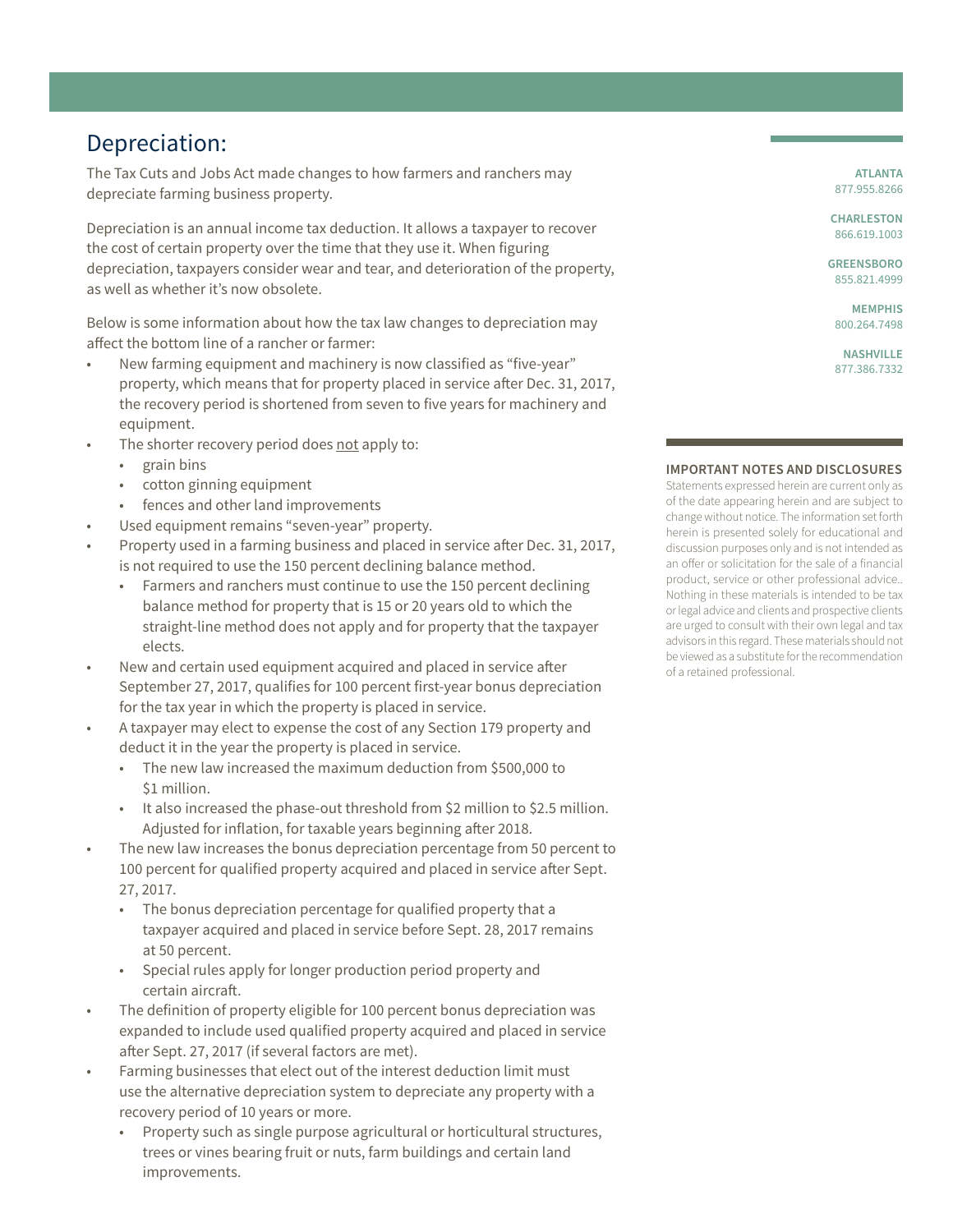# Depreciation:

The Tax Cuts and Jobs Act made changes to how farmers and ranchers may depreciate farming business property.

Depreciation is an annual income tax deduction. It allows a taxpayer to recover the cost of certain property over the time that they use it. When figuring depreciation, taxpayers consider wear and tear, and deterioration of the property, as well as whether it's now obsolete.

Below is some information about how the tax law changes to depreciation may affect the bottom line of a rancher or farmer:

- New farming equipment and machinery is now classified as "five-year" property, which means that for property placed in service after Dec. 31, 2017, the recovery period is shortened from seven to five years for machinery and equipment.
- The shorter recovery period does <u>not</u> apply to:
  - grain bins
  - cotton ginning equipment
  - fences and other land improvements
- Used equipment remains "seven-year" property.
- Property used in a farming business and placed in service after Dec. 31, 2017, is not required to use the 150 percent declining balance method.
  - Farmers and ranchers must continue to use the 150 percent declining balance method for property that is 15 or 20 years old to which the straight-line method does not apply and for property that the taxpayer elects.
- New and certain used equipment acquired and placed in service after September 27, 2017, qualifies for 100 percent first-year bonus depreciation for the tax year in which the property is placed in service.
- A taxpayer may elect to expense the cost of any Section 179 property and deduct it in the year the property is placed in service.
  - The new law increased the maximum deduction from $500,000 to $1 million.
  - It also increased the phase-out threshold from $2 million to $2.5 million. Adjusted for inflation, for taxable years beginning after 2018.
- The new law increases the bonus depreciation percentage from 50 percent to 100 percent for qualified property acquired and placed in service after Sept. 27, 2017.
  - The bonus depreciation percentage for qualified property that a taxpayer acquired and placed in service before Sept. 28, 2017 remains at 50 percent.
  - Special rules apply for longer production period property and certain aircraft.
- The definition of property eligible for 100 percent bonus depreciation was expanded to include used qualified property acquired and placed in service after Sept. 27, 2017 (if several factors are met).
- Farming businesses that elect out of the interest deduction limit must use the alternative depreciation system to depreciate any property with a recovery period of 10 years or more.
  - Property such as single purpose agricultural or horticultural structures, trees or vines bearing fruit or nuts, farm buildings and certain land improvements.

**ATLANTA**
877.955.8266

**CHARLESTON**
866.619.1003

**GREENSBORO**
855.821.4999

**MEMPHIS**
800.264.7498

**NASHVILLE**
877.386.7332

**IMPORTANT NOTES AND DISCLOSURES**

Statements expressed herein are current only as of the date appearing herein and are subject to change without notice. The information set forth herein is presented solely for educational and discussion purposes only and is not intended as an offer or solicitation for the sale of a financial product, service or other professional advice.. Nothing in these materials is intended to be tax or legal advice and clients and prospective clients are urged to consult with their own legal and tax advisors in this regard. These materials should not be viewed as a substitute for the recommendation of a retained professional.